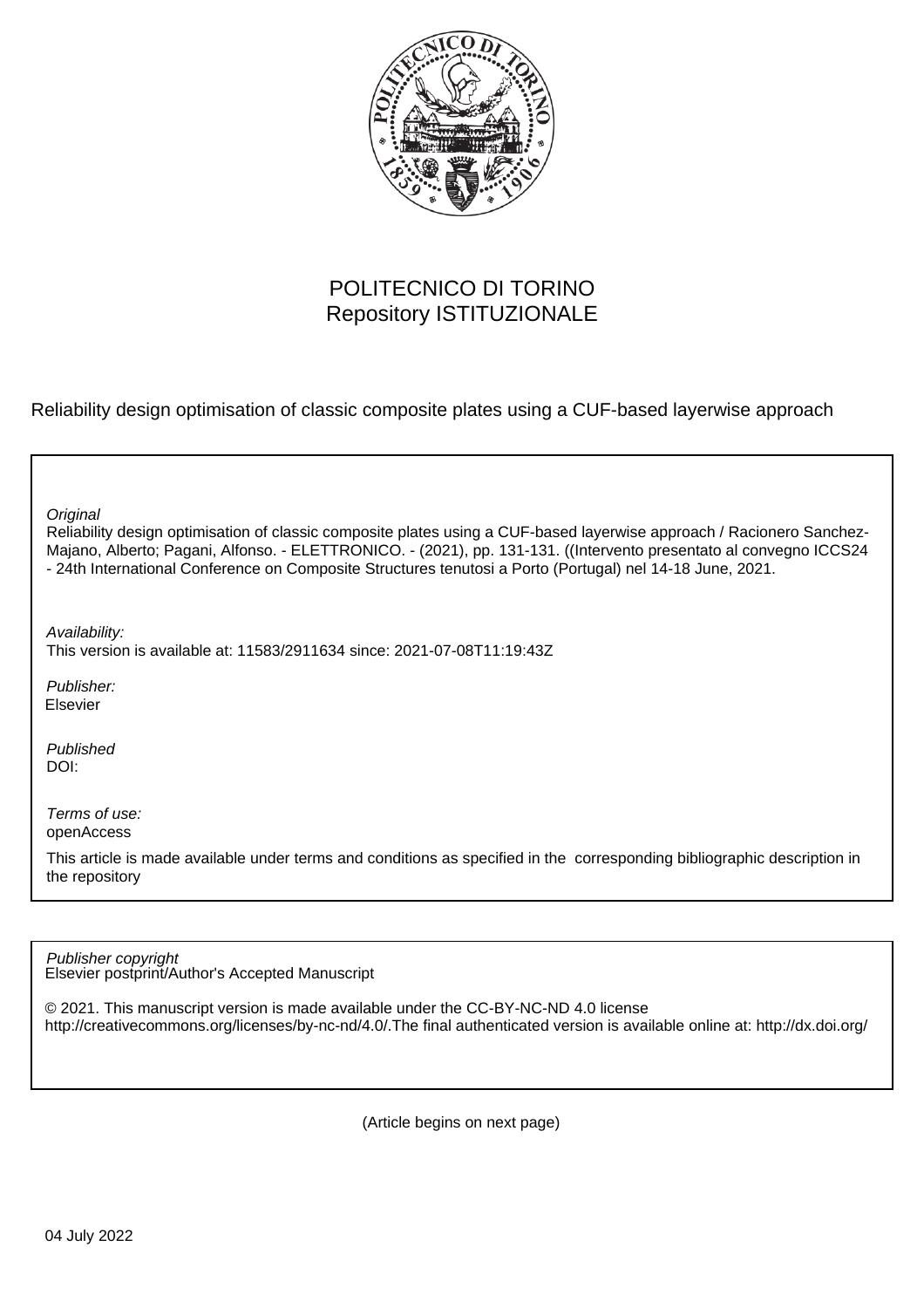POLITECNICO DI TORINO
Repository ISTITUZIONALE

Reliability design optimisation of classic composite plates using a CUF-based layerwise approach

*Original*
Reliability design optimisation of classic composite plates using a CUF-based layerwise approach / Racionero Sanchez-Majano, Alberto; Pagani, Alfonso. - ELETTRONICO. - (2021), pp. 131-131. ((Intervento presentato al convegno ICCS24 - 24th International Conference on Composite Structures tenutosi a Porto (Portugal) nel 14-18 June, 2021.

*Availability:*
This version is available at: 11583/2911634 since: 2021-07-08T11:19:43Z

*Publisher:*
Elsevier

*Published*
DOI:

*Terms of use:*
openAccess

This article is made available under terms and conditions as specified in the corresponding bibliographic description in the repository

*Publisher copyright*
Elsevier postprint/Author's Accepted Manuscript

© 2021. This manuscript version is made available under the CC-BY-NC-ND 4.0 license http://creativecommons.org/licenses/by-nc-nd/4.0/.The final authenticated version is available online at: http://dx.doi.org/

(Article begins on next page)

04 July 2022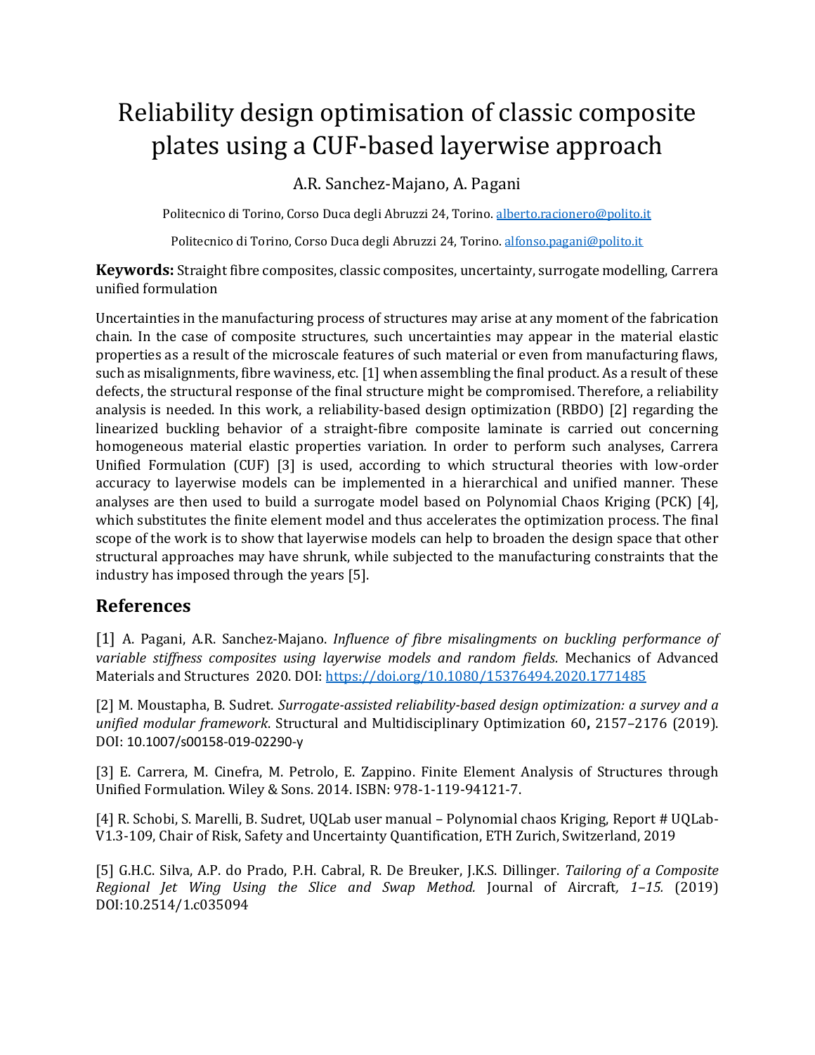# Reliability design optimisation of classic composite plates using a CUF-based layerwise approach

A.R. Sanchez-Majano, A. Pagani

Politecnico di Torino, Corso Duca degli Abruzzi 24, Torino. alberto.racionero@polito.it

Politecnico di Torino, Corso Duca degli Abruzzi 24, Torino. alfonso.pagani@polito.it

**Keywords:** Straight fibre composites, classic composites, uncertainty, surrogate modelling, Carrera unified formulation

Uncertainties in the manufacturing process of structures may arise at any moment of the fabrication chain. In the case of composite structures, such uncertainties may appear in the material elastic properties as a result of the microscale features of such material or even from manufacturing flaws, such as misalignments, fibre waviness, etc. [1] when assembling the final product. As a result of these defects, the structural response of the final structure might be compromised. Therefore, a reliability analysis is needed. In this work, a reliability-based design optimization (RBDO) [2] regarding the linearized buckling behavior of a straight-fibre composite laminate is carried out concerning homogeneous material elastic properties variation. In order to perform such analyses, Carrera Unified Formulation (CUF) [3] is used, according to which structural theories with low-order accuracy to layerwise models can be implemented in a hierarchical and unified manner. These analyses are then used to build a surrogate model based on Polynomial Chaos Kriging (PCK) [4], which substitutes the finite element model and thus accelerates the optimization process. The final scope of the work is to show that layerwise models can help to broaden the design space that other structural approaches may have shrunk, while subjected to the manufacturing constraints that the industry has imposed through the years [5].

## References

[1] A. Pagani, A.R. Sanchez-Majano. *Influence of fibre misalingments on buckling performance of variable stiffness composites using layerwise models and random fields.* Mechanics of Advanced Materials and Structures 2020. DOI: https://doi.org/10.1080/15376494.2020.1771485

[2] M. Moustapha, B. Sudret. *Surrogate-assisted reliability-based design optimization: a survey and a unified modular framework*. Structural and Multidisciplinary Optimization 60**,** 2157–2176 (2019). DOI: 10.1007/s00158-019-02290-y

[3] E. Carrera, M. Cinefra, M. Petrolo, E. Zappino. Finite Element Analysis of Structures through Unified Formulation. Wiley & Sons. 2014. ISBN: 978-1-119-94121-7.

[4] R. Schobi, S. Marelli, B. Sudret, UQLab user manual – Polynomial chaos Kriging, Report # UQLab-V1.3-109, Chair of Risk, Safety and Uncertainty Quantification, ETH Zurich, Switzerland, 2019

[5] G.H.C. Silva, A.P. do Prado, P.H. Cabral, R. De Breuker, J.K.S. Dillinger. *Tailoring of a Composite Regional Jet Wing Using the Slice and Swap Method.* Journal of Aircraft*, 1–15.* (2019) DOI:10.2514/1.c035094